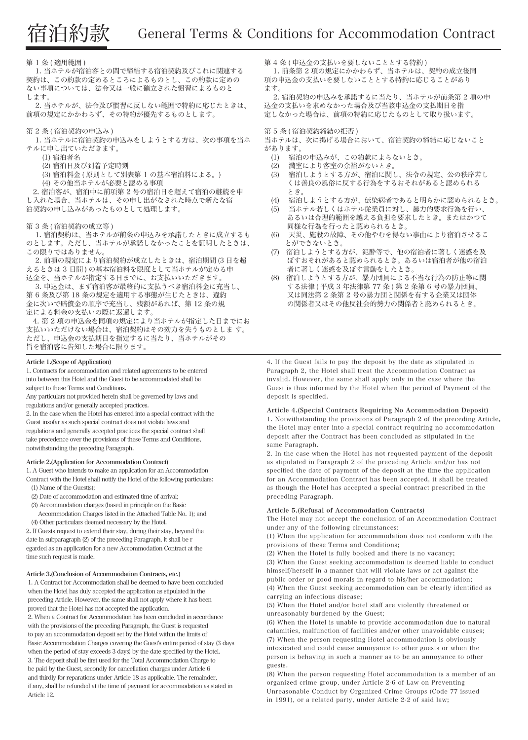# 宿泊約款 General Terms & Conditions for Accommodation Contract

第 1 条 ( 適用範囲 )

1. 当ホテルが宿泊客との間で締結する宿泊契約及びこれに関連する契約は、この約款の定めるところによるものとし、この約款に定めのない事項については、法令又は一般に確立された慣習によるものとします。

2. 当ホテルが、法令及び慣習に反しない範囲で特約に応じたときは、前項の規定にかかわらず、その特約が優先するものとします。

第 2 条 ( 宿泊契約の申込み )

1. 当ホテルに宿泊契約の申込みをしようとする方は、次の事項を当ホテルに申し出ていただきます。

(1) 宿泊者名
(2) 宿泊日及び到着予定時刻
(3) 宿泊料金 ( 原則として別表第 1 の基本宿泊料による。)
(4) その他当ホテルが必要と認める事項

2. 宿泊客が、宿泊中に前項第 2 号の宿泊日を超えて宿泊の継続を申し入れた場合、当ホテルは、その申し出がなされた時点で新たな宿泊契約の申し込みがあったものとして処理します。

第 3 条 ( 宿泊契約の成立等 )

1. 宿泊契約は、当ホテルが前条の申込みを承諾したときに成立するものとします。ただし、当ホテルが承諾しなかったことを証明したときは、この限りではありません。

2. 前項の規定により宿泊契約が成立したときは、宿泊期間 (3 日を超えるときは 3 日間 ) の基本宿泊料を限度として当ホテルが定める申込金を、当ホテルが指定する日までに、お支払いいただきます。

3. 申込金は、まず宿泊客が最終的に支払うべき宿泊料金に充当し、第 6 条及び第 18 条の規定を適用する事態が生じたときは、違約金に次いで賠償金の順序で充当し、残額があれば、第 12 条の規定による料金の支払いの際に返還します。

4. 第 2 項の申込金を同項の規定により当ホテルが指定した日までにお支払いいただけない場合は、宿泊契約はその効力を失うものとします。ただし、申込金の支払期日を指定するに当たり、当ホテルがその旨を宿泊客に告知した場合に限ります。

第 4 条 ( 申込金の支払いを要しないこととする特約 )

1. 前条第 2 項の規定にかかわらず、当ホテルは、契約の成立後同項の申込金の支払いを要しないこととする特約に応じることがあります。

2. 宿泊契約の申込みを承諾するに当たり、当ホテルが前条第 2 項の申込金の支払いを求めなかった場合及び当該申込金の支払期日を指定しなかった場合は、前項の特約に応じたものとして取り扱います。

第 5 条 ( 宿泊契約締結の拒否 )

当ホテルは、次に掲げる場合において、宿泊契約の締結に応じないことがあります。

(1) 宿泊の申込みが、この約款によらないとき。
(2) 満室により客室の余裕がないとき。
(3) 宿泊しようとする方が、宿泊に関し、法令の規定、公の秩序若しくは善良の風俗に反する行為をするおそれがあると認められるとき。
(4) 宿泊しようとする方が、伝染病者であると明らかに認められるとき。
(5) 当ホテル若しくはホテル従業員に対し、暴力的要求行為を行い、あるいは合理的範囲を越える負担を要求したとき。またはかつて同様な行為を行ったと認められるとき。
(6) 天災、施設の故障、その他やむを得ない事由により宿泊させることができないとき。
(7) 宿泊しようとする方が、泥酔等で、他の宿泊者に著しく迷惑を及ぼすおそれがあると認められるとき。あるいは宿泊者が他の宿泊者に著しく迷惑を及ぼす言動をしたとき。
(8) 宿泊しようとする方が、暴力団員による不当な行為の防止等に関する法律 ( 平成 3 年法律第 77 条 ) 第 2 条第 6 号の暴力団員、又は同法第 2 条第 2 号の暴力団と関係を有する企業又は団体の関係者又はその他反社会的勢力の関係者と認められるとき。

**Article 1.(Scope of Application)**

1. Contracts for accommodation and related agreements to be entered into between this Hotel and the Guest to be accommodated shall be subject to these Terms and Conditions.
Any particulars not provided herein shall be governed by laws and regulations and/or generally accepted practices.

2. In the case when the Hotel has entered into a special contract with the Guest insofar as such special contract does not violate laws and regulations and generally accepted practices the special contract shall take precedence over the provisions of these Terms and Conditions, notwithstanding the preceding Paragraph.

**Article 2.(Application for Accommodation Contract)**

1. A Guest who intends to make an application for an Accommodation Contract with the Hotel shall notify the Hotel of the following particulars:

(1) Name of the Guest(s);
(2) Date of accommodation and estimated time of arrival;
(3) Accommodation charges (based in principle on the Basic Accommodation Charges listed in the Attached Table No. 1); and
(4) Other particulars deemed necessary by the Hotel.

2. If Guests request to extend their stay, during their stay, beyond the date in subparagraph (2) of the preceding Paragraph, it shall be r egarded as an application for a new Accommodation Contract at the time such request is made.

**Article 3.(Conclusion of Accommodation Contracts, etc.)**

1. A Contract for Accommodation shall be deemed to have been concluded when the Hotel has duly accepted the application as stipulated in the preceding Article. However, the same shall not apply where it has been proved that the Hotel has not accepted the application.

2. When a Contract for Accommodation has been concluded in accordance with the provisions of the preceding Paragraph, the Guest is requested to pay an accommodation deposit set by the Hotel within the limits of Basic Accommodation Charges covering the Guest's entire period of stay (3 days when the period of stay exceeds 3 days) by the date specified by the Hotel.

3. The deposit shall be first used for the Total Accommodation Charge to be paid by the Guest, secondly for cancellation charges under Article 6 and thirdly for reparations under Article 18 as applicable. The remainder, if any, shall be refunded at the time of payment for accommodation as stated in Article 12.

4. If the Guest fails to pay the deposit by the date as stipulated in Paragraph 2, the Hotel shall treat the Accommodation Contract as invalid. However, the same shall apply only in the case where the Guest is thus informed by the Hotel when the period of Payment of the deposit is specified.

**Article 4.(Special Contracts Requiring No Accommodation Deposit)**

1. Notwithstanding the provisions of Paragraph 2 of the preceding Article, the Hotel may enter into a special contract requiring no accommodation deposit after the Contract has been concluded as stipulated in the same Paragraph.

2. In the case when the Hotel has not requested payment of the deposit as stipulated in Paragraph 2 of the preceding Article and/or has not specified the date of payment of the deposit at the time the application for an Accommodation Contract has been accepted, it shall be treated as though the Hotel has accepted a special contract prescribed in the preceding Paragraph.

**Article 5.(Refusal of Accommodation Contracts)**

The Hotel may not accept the conclusion of an Accommodation Contract under any of the following circumstances:

(1) When the application for accommodation does not conform with the provisions of these Terms and Conditions;
(2) When the Hotel is fully booked and there is no vacancy;
(3) When the Guest seeking accommodation is deemed liable to conduct himself/herself in a manner that will violate laws or act against the public order or good morals in regard to his/her accommodation;
(4) When the Guest seeking accommodation can be clearly identified as carrying an infectious disease;
(5) When the Hotel and/or hotel staff are violently threatened or unreasonably burdened by the Guest;
(6) When the Hotel is unable to provide accommodation due to natural calamities, malfunction of facilities and/or other unavoidable causes;
(7) When the person requesting Hotel accommodation is obviously intoxicated and could cause annoyance to other guests or when the person is behaving in such a manner as to be an annoyance to other guests.
(8) When the person requesting Hotel accommodation is a member of an organized crime group, under Article 2-6 of Law on Preventing Unreasonable Conduct by Organized Crime Groups (Code 77 issued in 1991), or a related party, under Article 2-2 of said law;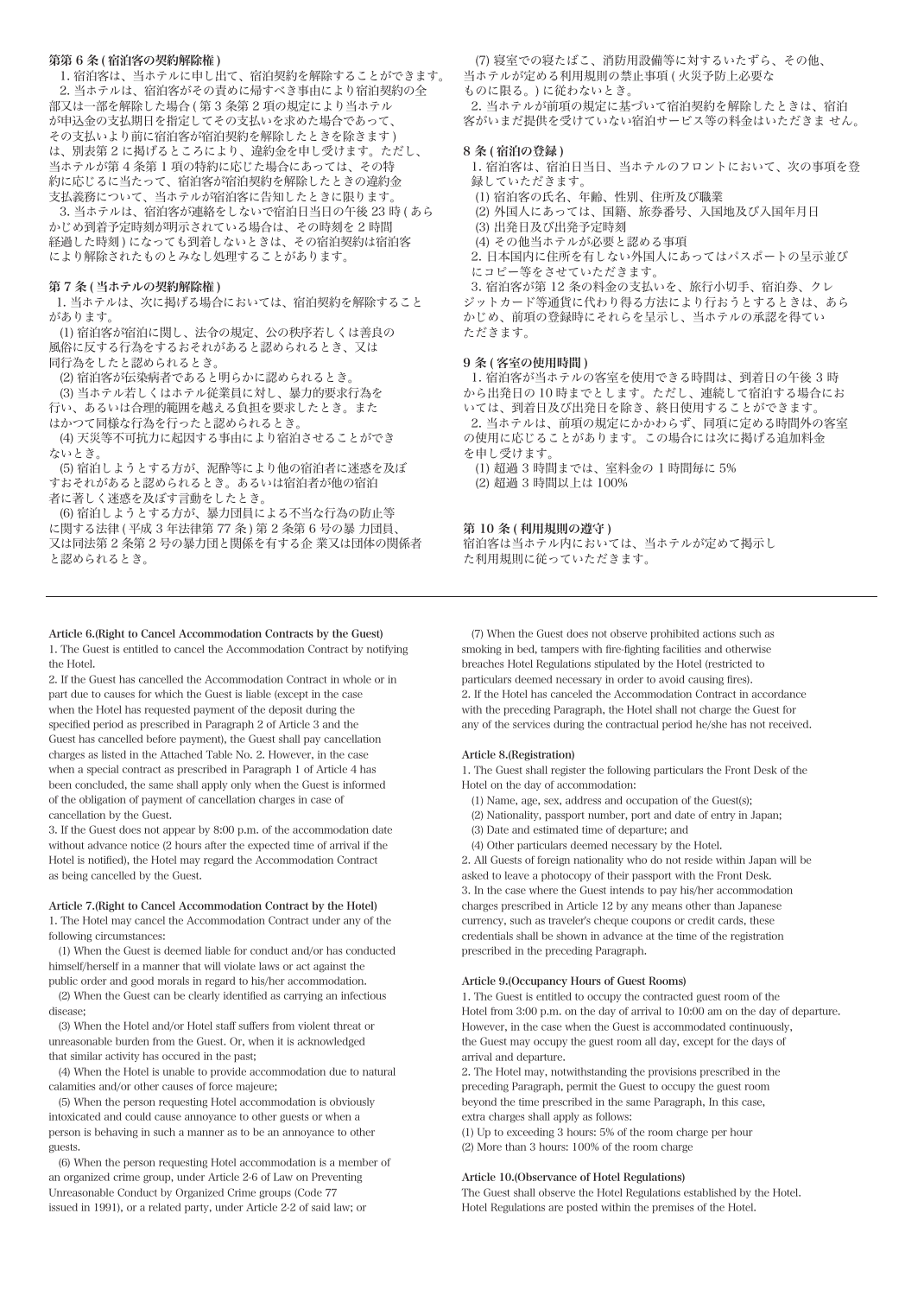### 第 6 条 ( 宿泊客の契約解除権 )

1. 宿泊客は、当ホテルに申し出て、宿泊契約を解除することができます。
2. 当ホテルは、宿泊客がその責めに帰すべき事由により宿泊契約の全部又は一部を解除した場合 ( 第 3 条第 2 項の規定により当ホテルが申込金の支払期日を指定してその支払いを求めた場合であって、その支払いより前に宿泊客が宿泊契約を解除したときを除きます ) は、別表第 2 に掲げるところにより、違約金を申し受けます。ただし、当ホテルが第 4 条第 1 項の特約に応じた場合にあっては、その特約に応じるに当たって、宿泊客が宿泊契約を解除したときの違約金支払義務について、当ホテルが宿泊客に告知したときに限ります。
3. 当ホテルは、宿泊客が連絡をしないで宿泊日当日の午後 23 時 ( あらかじめ到着予定時刻が明示されている場合は、その時刻を 2 時間経過した時刻 ) になっても到着しないときは、その宿泊契約は宿泊客により解除されたものとみなし処理することがあります。

### 第 7 条 ( 当ホテルの契約解除権 )

1. 当ホテルは、次に掲げる場合においては、宿泊契約を解除することがあります。

(1) 宿泊客が宿泊に関し、法令の規定、公の秩序若しくは善良の風俗に反する行為をするおそれがあると認められるとき、又は同行為をしたと認められるとき。
(2) 宿泊客が伝染病者であると明らかに認められるとき。
(3) 当ホテル若しくはホテル従業員に対し、暴力的要求行為を行い、あるいは合理的範囲を越える負担を要求したとき。またはかつて同様な行為を行ったと認められるとき。
(4) 天災等不可抗力に起因する事由により宿泊させることができないとき。
(5) 宿泊しようとする方が、泥酔等により他の宿泊者に迷惑を及ぼすおそれがあると認められるとき。あるいは宿泊者が他の宿泊者に著しく迷惑を及ぼす言動をしたとき。
(6) 宿泊しようとする方が、暴力団員による不当な行為の防止等に関する法律 ( 平成 3 年法律第 77 条 ) 第 2 条第 6 号の暴 力団員、又は同法第 2 条第 2 号の暴力団と関係を有する企 業又は団体の関係者と認められるとき。
(7) 寝室での寝たばこ、消防用設備等に対するいたずら、その他、当ホテルが定める利用規則の禁止事項 ( 火災予防上必要なものに限る。) に従わないとき。

2. 当ホテルが前項の規定に基づいて宿泊契約を解除したときは、宿泊客がいまだ提供を受けていない宿泊サービス等の料金はいただきま せん。

### 8 条 ( 宿泊の登録 )

1. 宿泊客は、宿泊日当日、当ホテルのフロントにおいて、次の事項を登録していただきます。

(1) 宿泊客の氏名、年齢、性別、住所及び職業
(2) 外国人にあっては、国籍、旅券番号、入国地及び入国年月日
(3) 出発日及び出発予定時刻
(4) その他当ホテルが必要と認める事項

2. 日本国内に住所を有しない外国人にあってはパスポートの呈示並びにコピー等をさせていただきます。
3. 宿泊客が第 12 条の料金の支払いを、旅行小切手、宿泊券、クレジットカード等通貨に代わり得る方法により行おうとするときは、あらかじめ、前項の登録時にそれらを呈示し、当ホテルの承認を得ていただきます。

### 9 条 ( 客室の使用時間 )

1. 宿泊客が当ホテルの客室を使用できる時間は、到着日の午後 3 時から出発日の 10 時までとします。ただし、連続して宿泊する場合においては、到着日及び出発日を除き、終日使用することができます。
2. 当ホテルは、前項の規定にかかわらず、同項に定める時間外の客室の使用に応じることがあります。この場合には次に掲げる追加料金を申し受けます。

(1) 超過 3 時間までは、室料金の 1 時間毎に 5%
(2) 超過 3 時間以上は 100%

### 第 10 条 ( 利用規則の遵守 )

宿泊客は当ホテル内においては、当ホテルが定めて掲示した利用規則に従っていただきます。

---

### Article 6.(Right to Cancel Accommodation Contracts by the Guest)

1. The Guest is entitled to cancel the Accommodation Contract by notifying the Hotel.
2. If the Guest has cancelled the Accommodation Contract in whole or in part due to causes for which the Guest is liable (except in the case when the Hotel has requested payment of the deposit during the specified period as prescribed in Paragraph 2 of Article 3 and the Guest has cancelled before payment), the Guest shall pay cancellation charges as listed in the Attached Table No. 2. However, in the case when a special contract as prescribed in Paragraph 1 of Article 4 has been concluded, the same shall apply only when the Guest is informed of the obligation of payment of cancellation charges in case of cancellation by the Guest.
3. If the Guest does not appear by 8:00 p.m. of the accommodation date without advance notice (2 hours after the expected time of arrival if the Hotel is notified), the Hotel may regard the Accommodation Contract as being cancelled by the Guest.

### Article 7.(Right to Cancel Accommodation Contract by the Hotel)

1. The Hotel may cancel the Accommodation Contract under any of the following circumstances:

(1) When the Guest is deemed liable for conduct and/or has conducted himself/herself in a manner that will violate laws or act against the public order and good morals in regard to his/her accommodation.
(2) When the Guest can be clearly identified as carrying an infectious disease;
(3) When the Hotel and/or Hotel staff suffers from violent threat or unreasonable burden from the Guest. Or, when it is acknowledged that similar activity has occured in the past;
(4) When the Hotel is unable to provide accommodation due to natural calamities and/or other causes of force majeure;
(5) When the person requesting Hotel accommodation is obviously intoxicated and could cause annoyance to other guests or when a person is behaving in such a manner as to be an annoyance to other guests.
(6) When the person requesting Hotel accommodation is a member of an organized crime group, under Article 2-6 of Law on Preventing Unreasonable Conduct by Organized Crime groups (Code 77 issued in 1991), or a related party, under Article 2-2 of said law; or
(7) When the Guest does not observe prohibited actions such as smoking in bed, tampers with fire-fighting facilities and otherwise breaches Hotel Regulations stipulated by the Hotel (restricted to particulars deemed necessary in order to avoid causing fires).

2. If the Hotel has canceled the Accommodation Contract in accordance with the preceding Paragraph, the Hotel shall not charge the Guest for any of the services during the contractual period he/she has not received.

### Article 8.(Registration)

1. The Guest shall register the following particulars the Front Desk of the Hotel on the day of accommodation:

(1) Name, age, sex, address and occupation of the Guest(s);
(2) Nationality, passport number, port and date of entry in Japan;
(3) Date and estimated time of departure; and
(4) Other particulars deemed necessary by the Hotel.

2. All Guests of foreign nationality who do not reside within Japan will be asked to leave a photocopy of their passport with the Front Desk.
3. In the case where the Guest intends to pay his/her accommodation charges prescribed in Article 12 by any means other than Japanese currency, such as traveler's cheque coupons or credit cards, these credentials shall be shown in advance at the time of the registration prescribed in the preceding Paragraph.

### Article 9.(Occupancy Hours of Guest Rooms)

1. The Guest is entitled to occupy the contracted guest room of the Hotel from 3:00 p.m. on the day of arrival to 10:00 am on the day of departure. However, in the case when the Guest is accommodated continuously, the Guest may occupy the guest room all day, except for the days of arrival and departure.
2. The Hotel may, notwithstanding the provisions prescribed in the preceding Paragraph, permit the Guest to occupy the guest room beyond the time prescribed in the same Paragraph, In this case, extra charges shall apply as follows:

(1) Up to exceeding 3 hours: 5% of the room charge per hour
(2) More than 3 hours: 100% of the room charge

### Article 10.(Observance of Hotel Regulations)

The Guest shall observe the Hotel Regulations established by the Hotel. Hotel Regulations are posted within the premises of the Hotel.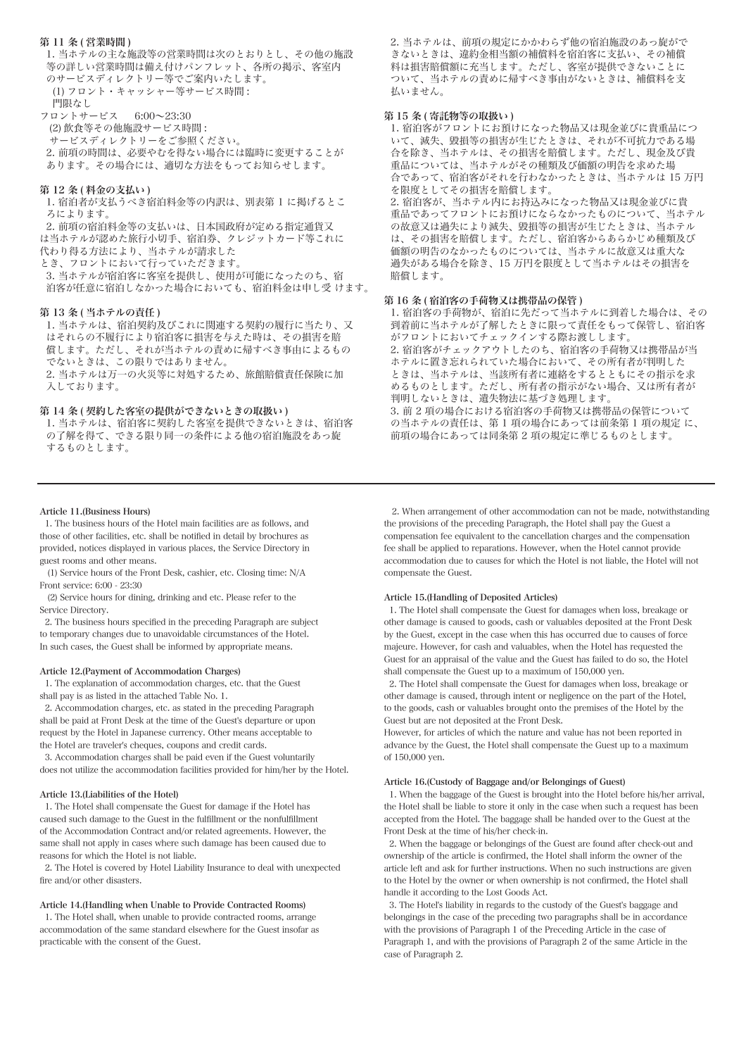## 第 11 条 ( 営業時間 )

1. 当ホテルの主な施設等の営業時間は次のとおりとし、その他の施設等の詳しい営業時間は備え付けパンフレット、各所の掲示、客室内のサービスディレクトリー等でご案内いたします。

(1) フロント・キャッシャー等サービス時間 :
門限なし
フロントサービス　6:00〜23:30

(2) 飲食等その他施設サービス時間 :
サービスディレクトリーをご参照ください。

2. 前項の時間は、必要やむを得ない場合には臨時に変更することがあります。その場合には、適切な方法をもってお知らせします。

## 第 12 条 ( 料金の支払い )

1. 宿泊者が支払うべき宿泊料金等の内訳は、別表第 1 に掲げるところによります。

2. 前項の宿泊料金等の支払いは、日本国政府が定める指定通貨又は当ホテルが認めた旅行小切手、宿泊券、クレジットカード等これに代わり得る方法により、当ホテルが請求したとき、フロントにおいて行っていただきます。

3. 当ホテルが宿泊客に客室を提供し、使用が可能になったのち、宿泊客が任意に宿泊しなかった場合においても、宿泊料金は申し受 けます。

## 第 13 条 ( 当ホテルの責任 )

1. 当ホテルは、宿泊契約及びこれに関連する契約の履行に当たり、又はそれらの不履行により宿泊客に損害を与えた時は、その損害を賠償します。ただし、それが当ホテルの責めに帰すべき事由によるものでないときは、この限りではありません。

2. 当ホテルは万一の火災等に対処するため、旅館賠償責任保険に加入しております。

## 第 14 条 ( 契約した客室の提供ができないときの取扱い )

1. 当ホテルは、宿泊客に契約した客室を提供できないときは、宿泊客の了解を得て、できる限り同一の条件による他の宿泊施設をあっ旋するものとします。

2. 当ホテルは、前項の規定にかかわらず他の宿泊施設のあっ旋ができないときは、違約金相当額の補償料を宿泊客に支払い、その補償料は損害賠償額に充当します。ただし、客室が提供できないことについて、当ホテルの責めに帰すべき事由がないときは、補償料を支払いません。

## 第 15 条 ( 寄託物等の取扱い )

1. 宿泊客がフロントにお預けになった物品又は現金並びに貴重品について、滅失、毀損等の損害が生じたときは、それが不可抗力である場合を除き、当ホテルは、その損害を賠償します。ただし、現金及び貴重品については、当ホテルがその種類及び価額の明告を求めた場合であって、宿泊客がそれを行わなかったときは、当ホテルは 15 万円を限度としてその損害を賠償します。

2. 宿泊客が、当ホテル内にお持込みになった物品又は現金並びに貴重品であってフロントにお預けにならなかったものについて、当ホテルの故意又は過失により滅失、毀損等の損害が生じたときは、当ホテルは、その損害を賠償します。ただし、宿泊客からあらかじめ種類及び価額の明告のなかったものについては、当ホテルに故意又は重大な過失がある場合を除き、15 万円を限度として当ホテルはその損害を賠償します。

## 第 16 条 ( 宿泊客の手荷物又は携帯品の保管 )

1. 宿泊客の手荷物が、宿泊に先だって当ホテルに到着した場合は、その到着前に当ホテルが了解したときに限って責任をもって保管し、宿泊客がフロントにおいてチェックインする際お渡しします。

2. 宿泊客がチェックアウトしたのち、宿泊客の手荷物又は携帯品が当ホテルに置き忘れられていた場合において、その所有者が判明したときは、当ホテルは、当該所有者に連絡をするとともにその指示を求めるものとします。ただし、所有者の指示がない場合、又は所有者が判明しないときは、遺失物法に基づき処理します。

3. 前 2 項の場合における宿泊客の手荷物又は携帯品の保管についての当ホテルの責任は、第 1 項の場合にあっては前条第 1 項の規定 に、前項の場合にあっては同条第 2 項の規定に準じるものとします。

---

## Article 11.(Business Hours)

1. The business hours of the Hotel main facilities are as follows, and those of other facilities, etc. shall be notified in detail by brochures as provided, notices displayed in various places, the Service Directory in guest rooms and other means.

(1) Service hours of the Front Desk, cashier, etc. Closing time: N/A
Front service: 6:00 - 23:30

(2) Service hours for dining, drinking and etc. Please refer to the Service Directory.

2. The business hours specified in the preceding Paragraph are subject to temporary changes due to unavoidable circumstances of the Hotel. In such cases, the Guest shall be informed by appropriate means.

## Article 12.(Payment of Accommodation Charges)

1. The explanation of accommodation charges, etc. that the Guest shall pay is as listed in the attached Table No. 1.

2. Accommodation charges, etc. as stated in the preceding Paragraph shall be paid at Front Desk at the time of the Guest's departure or upon request by the Hotel in Japanese currency. Other means acceptable to the Hotel are traveler's cheques, coupons and credit cards.

3. Accommodation charges shall be paid even if the Guest voluntarily does not utilize the accommodation facilities provided for him/her by the Hotel.

## Article 13.(Liabilities of the Hotel)

1. The Hotel shall compensate the Guest for damage if the Hotel has caused such damage to the Guest in the fulfillment or the nonfulfillment of the Accommodation Contract and/or related agreements. However, the same shall not apply in cases where such damage has been caused due to reasons for which the Hotel is not liable.

2. The Hotel is covered by Hotel Liability Insurance to deal with unexpected fire and/or other disasters.

## Article 14.(Handling when Unable to Provide Contracted Rooms)

1. The Hotel shall, when unable to provide contracted rooms, arrange accommodation of the same standard elsewhere for the Guest insofar as practicable with the consent of the Guest.

2. When arrangement of other accommodation can not be made, notwithstanding the provisions of the preceding Paragraph, the Hotel shall pay the Guest a compensation fee equivalent to the cancellation charges and the compensation fee shall be applied to reparations. However, when the Hotel cannot provide accommodation due to causes for which the Hotel is not liable, the Hotel will not compensate the Guest.

## Article 15.(Handling of Deposited Articles)

1. The Hotel shall compensate the Guest for damages when loss, breakage or other damage is caused to goods, cash or valuables deposited at the Front Desk by the Guest, except in the case when this has occurred due to causes of force majeure. However, for cash and valuables, when the Hotel has requested the Guest for an appraisal of the value and the Guest has failed to do so, the Hotel shall compensate the Guest up to a maximum of 150,000 yen.

2. The Hotel shall compensate the Guest for damages when loss, breakage or other damage is caused, through intent or negligence on the part of the Hotel, to the goods, cash or valuables brought onto the premises of the Hotel by the Guest but are not deposited at the Front Desk.
However, for articles of which the nature and value has not been reported in advance by the Guest, the Hotel shall compensate the Guest up to a maximum of 150,000 yen.

## Article 16.(Custody of Baggage and/or Belongings of Guest)

1. When the baggage of the Guest is brought into the Hotel before his/her arrival, the Hotel shall be liable to store it only in the case when such a request has been accepted from the Hotel. The baggage shall be handed over to the Guest at the Front Desk at the time of his/her check-in.

2. When the baggage or belongings of the Guest are found after check-out and ownership of the article is confirmed, the Hotel shall inform the owner of the article left and ask for further instructions. When no such instructions are given to the Hotel by the owner or when ownership is not confirmed, the Hotel shall handle it according to the Lost Goods Act.

3. The Hotel's liability in regards to the custody of the Guest's baggage and belongings in the case of the preceding two paragraphs shall be in accordance with the provisions of Paragraph 1 of the Preceding Article in the case of Paragraph 1, and with the provisions of Paragraph 2 of the same Article in the case of Paragraph 2.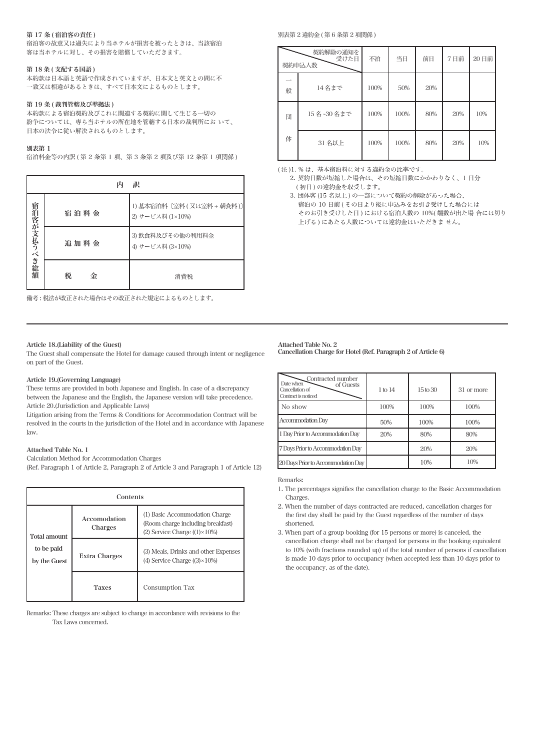**第 17 条 ( 宿泊客の責任 )**

宿泊客の故意又は過失により当ホテルが損害を被ったときは、当該宿泊客は当ホテルに対し、その損害を賠償していただきます。

**第 18 条 ( 支配する国語 )**

本約款は日本語と英語で作成されていますが、日本文と英文との間に不一致又は相違があるときは、すべて日本文によるものとします。

**第 19 条 ( 裁判管轄及び準拠法 )**

本約款による宿泊契約及びこれに関連する契約に関して生じる一切の紛争については、専ら当ホテルの所在地を管轄する日本の裁判所において、日本の法令に従い解決されるものとします。

**別表第 1**

宿泊料金等の内訳 ( 第 2 条第 1 項、第 3 条第 2 項及び第 12 条第 1 項関係 )

| 内訳 | | |
|---|---|---|
| 宿泊客が支払うべき総額 | 宿泊料金 | 1) 基本宿泊料〔室料 ( 又は室料 + 朝食料 )〕<br>2) サービス料 (1×10%) |
| | 追加料金 | 3) 飲食料及びその他の利用料金<br>4) サービス料 (3×10%) |
| | 税金 | 消費税 |

備考 : 税法が改正された場合はその改正された規定によるものとします。

別表第 2 違約金 ( 第 6 条第 2 項関係 )

| 契約申込人数 ＼ 契約解除の通知を受けた日 | | 不泊 | 当日 | 前日 | 7 日前 | 20 日前 |
|---|---|---|---|---|---|---|
| 一般 | 14 名まで | 100% | 50% | 20% | | |
| 団体 | 15 名 ~30 名まで | 100% | 100% | 80% | 20% | 10% |
| | 31 名以上 | 100% | 100% | 80% | 20% | 10% |

( 注 )1. % は、基本宿泊料に対する違約金の比率です。
2. 契約日数が短縮した場合は、その短縮日数にかかわりなく、1 日分 ( 初日 ) の違約金を収受します。
3. 団体客 (15 名以上 ) の一部について契約の解除があった場合、宿泊の 10 日前 ( その日より後に申込みをお引き受けした場合にはそのお引き受けした日 ) における宿泊人数の 10%( 端数が出た場 合には切り上げる ) にあたる人数については違約金はいただきま せん。

---

**Article 18.(Liability of the Guest)**

The Guest shall compensate the Hotel for damage caused through intent or negligence on part of the Guest.

**Article 19.(Governing Language)**

These terms are provided in both Japanese and English. In case of a discrepancy between the Japanese and the English, the Japanese version will take precedence.

Article 20.(Jurisdiction and Applicable Laws)

Litigation arising from the Terms & Conditions for Accommodation Contract will be resolved in the courts in the jurisdiction of the Hotel and in accordance with Japanese law.

**Attached Table No. 1**

Calculation Method for Accommodation Charges

(Ref. Paragraph 1 of Article 2, Paragraph 2 of Article 3 and Paragraph 1 of Article 12)

| Contents | | |
|---|---|---|
| Total amount to be paid by the Guest | Accomodation Charges | (1) Basic Accommodation Charge (Room charge including breakfast)<br>(2) Service Charge ((1)×10%) |
| | Extra Charges | (3) Meals, Drinks and other Expenses<br>(4) Service Charge ((3)×10%) |
| | Taxes | Consumption Tax |

Remarks: These charges are subject to change in accordance with revisions to the Tax Laws concerned.

**Attached Table No. 2**

**Cancellation Charge for Hotel (Ref. Paragraph 2 of Article 6)**

| Date when Cancellation of Contract is noticed ＼ Contracted number of Guests | 1 to 14 | 15 to 30 | 31 or more |
|---|---|---|---|
| No show | 100% | 100% | 100% |
| Accommodation Day | 50% | 100% | 100% |
| 1 Day Prior to Accommodation Day | 20% | 80% | 80% |
| 7 Days Prior to Accommodation Day | | 20% | 20% |
| 20 Days Prior to Accommodation Day | | 10% | 10% |

Remarks:

1. The percentages signifies the cancellation charge to the Basic Accommodation Charges.
2. When the number of days contracted are reduced, cancellation charges for the first day shall be paid by the Guest regardless of the number of days shortened.
3. When part of a group booking (for 15 persons or more) is canceled, the cancellation charge shall not be charged for persons in the booking equivalent to 10% (with fractions rounded up) of the total number of persons if cancellation is made 10 days prior to occupancy (when accepted less than 10 days prior to the occupancy, as of the date).